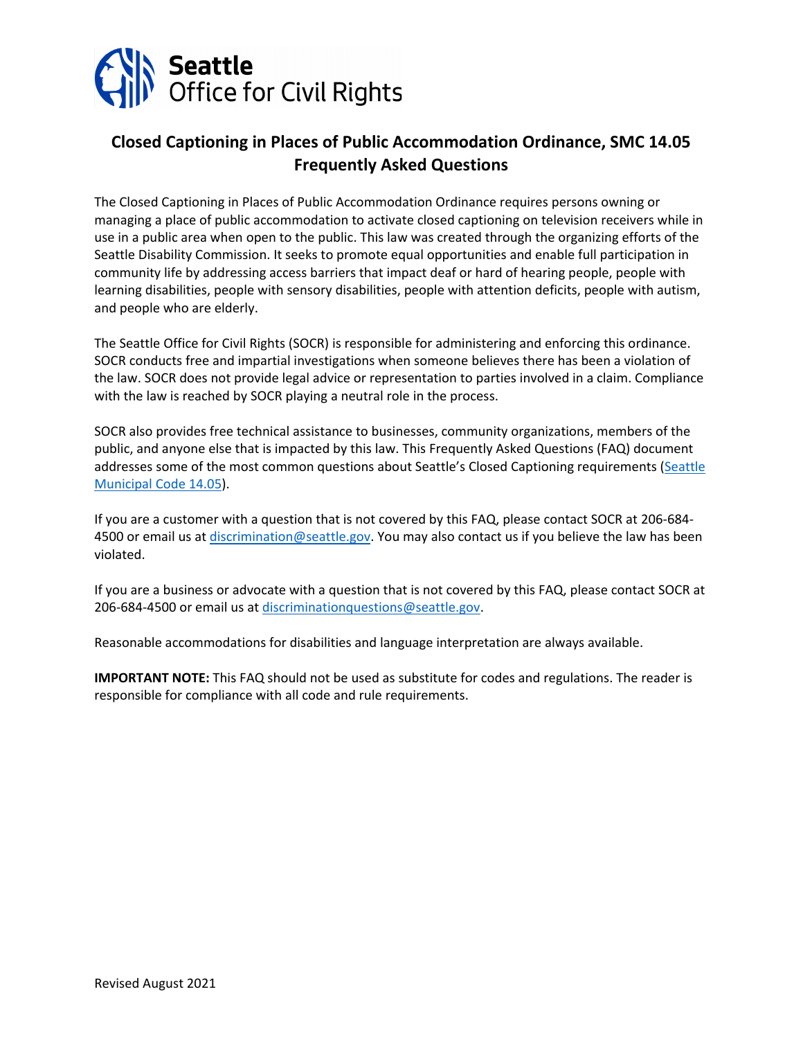Seattle Office for Civil Rights

# Closed Captioning in Places of Public Accommodation Ordinance, SMC 14.05 Frequently Asked Questions

The Closed Captioning in Places of Public Accommodation Ordinance requires persons owning or managing a place of public accommodation to activate closed captioning on television receivers while in use in a public area when open to the public. This law was created through the organizing efforts of the Seattle Disability Commission. It seeks to promote equal opportunities and enable full participation in community life by addressing access barriers that impact deaf or hard of hearing people, people with learning disabilities, people with sensory disabilities, people with attention deficits, people with autism, and people who are elderly.

The Seattle Office for Civil Rights (SOCR) is responsible for administering and enforcing this ordinance. SOCR conducts free and impartial investigations when someone believes there has been a violation of the law. SOCR does not provide legal advice or representation to parties involved in a claim. Compliance with the law is reached by SOCR playing a neutral role in the process.

SOCR also provides free technical assistance to businesses, community organizations, members of the public, and anyone else that is impacted by this law. This Frequently Asked Questions (FAQ) document addresses some of the most common questions about Seattle's Closed Captioning requirements (Seattle Municipal Code 14.05).

If you are a customer with a question that is not covered by this FAQ, please contact SOCR at 206-684-4500 or email us at discrimination@seattle.gov. You may also contact us if you believe the law has been violated.

If you are a business or advocate with a question that is not covered by this FAQ, please contact SOCR at 206-684-4500 or email us at discriminationquestions@seattle.gov.

Reasonable accommodations for disabilities and language interpretation are always available.

**IMPORTANT NOTE:** This FAQ should not be used as substitute for codes and regulations. The reader is responsible for compliance with all code and rule requirements.

Revised August 2021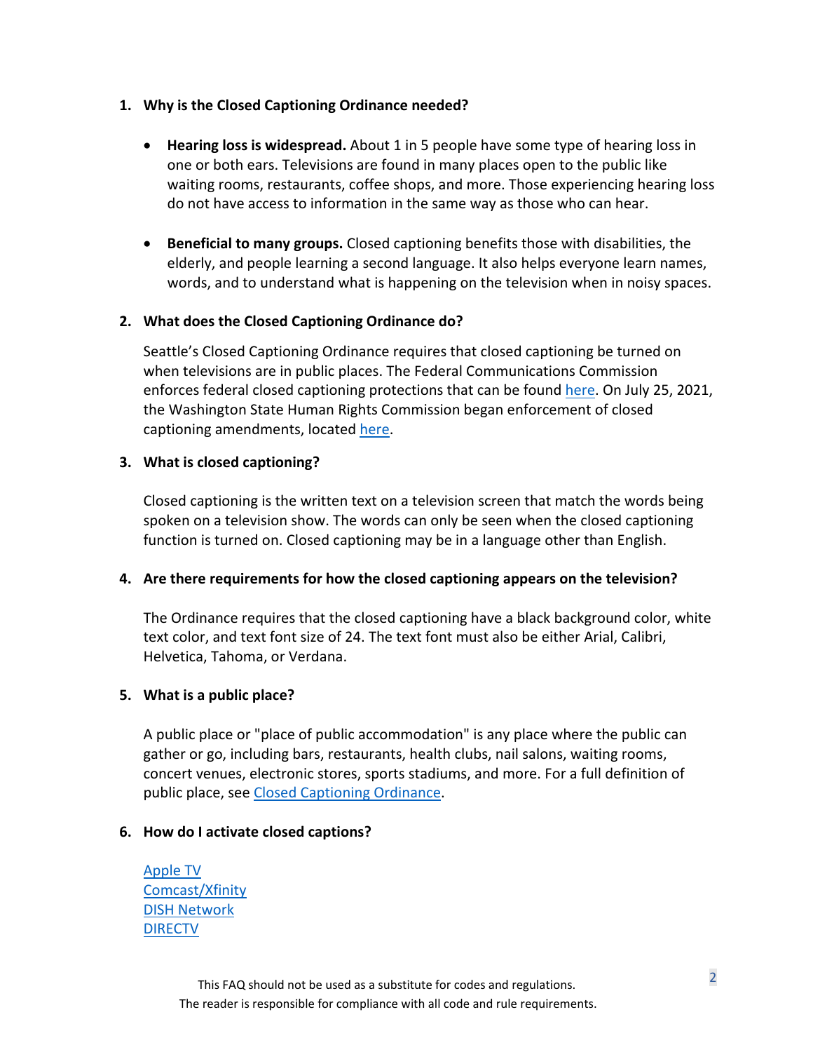1. **Why is the Closed Captioning Ordinance needed?**

   - **Hearing loss is widespread.** About 1 in 5 people have some type of hearing loss in one or both ears. Televisions are found in many places open to the public like waiting rooms, restaurants, coffee shops, and more. Those experiencing hearing loss do not have access to information in the same way as those who can hear.

   - **Beneficial to many groups.** Closed captioning benefits those with disabilities, the elderly, and people learning a second language. It also helps everyone learn names, words, and to understand what is happening on the television when in noisy spaces.

2. **What does the Closed Captioning Ordinance do?**

   Seattle's Closed Captioning Ordinance requires that closed captioning be turned on when televisions are in public places. The Federal Communications Commission enforces federal closed captioning protections that can be found here. On July 25, 2021, the Washington State Human Rights Commission began enforcement of closed captioning amendments, located here.

3. **What is closed captioning?**

   Closed captioning is the written text on a television screen that match the words being spoken on a television show. The words can only be seen when the closed captioning function is turned on. Closed captioning may be in a language other than English.

4. **Are there requirements for how the closed captioning appears on the television?**

   The Ordinance requires that the closed captioning have a black background color, white text color, and text font size of 24. The text font must also be either Arial, Calibri, Helvetica, Tahoma, or Verdana.

5. **What is a public place?**

   A public place or "place of public accommodation" is any place where the public can gather or go, including bars, restaurants, health clubs, nail salons, waiting rooms, concert venues, electronic stores, sports stadiums, and more. For a full definition of public place, see Closed Captioning Ordinance.

6. **How do I activate closed captions?**

   Apple TV
   Comcast/Xfinity
   DISH Network
   DIRECTV

This FAQ should not be used as a substitute for codes and regulations.
The reader is responsible for compliance with all code and rule requirements.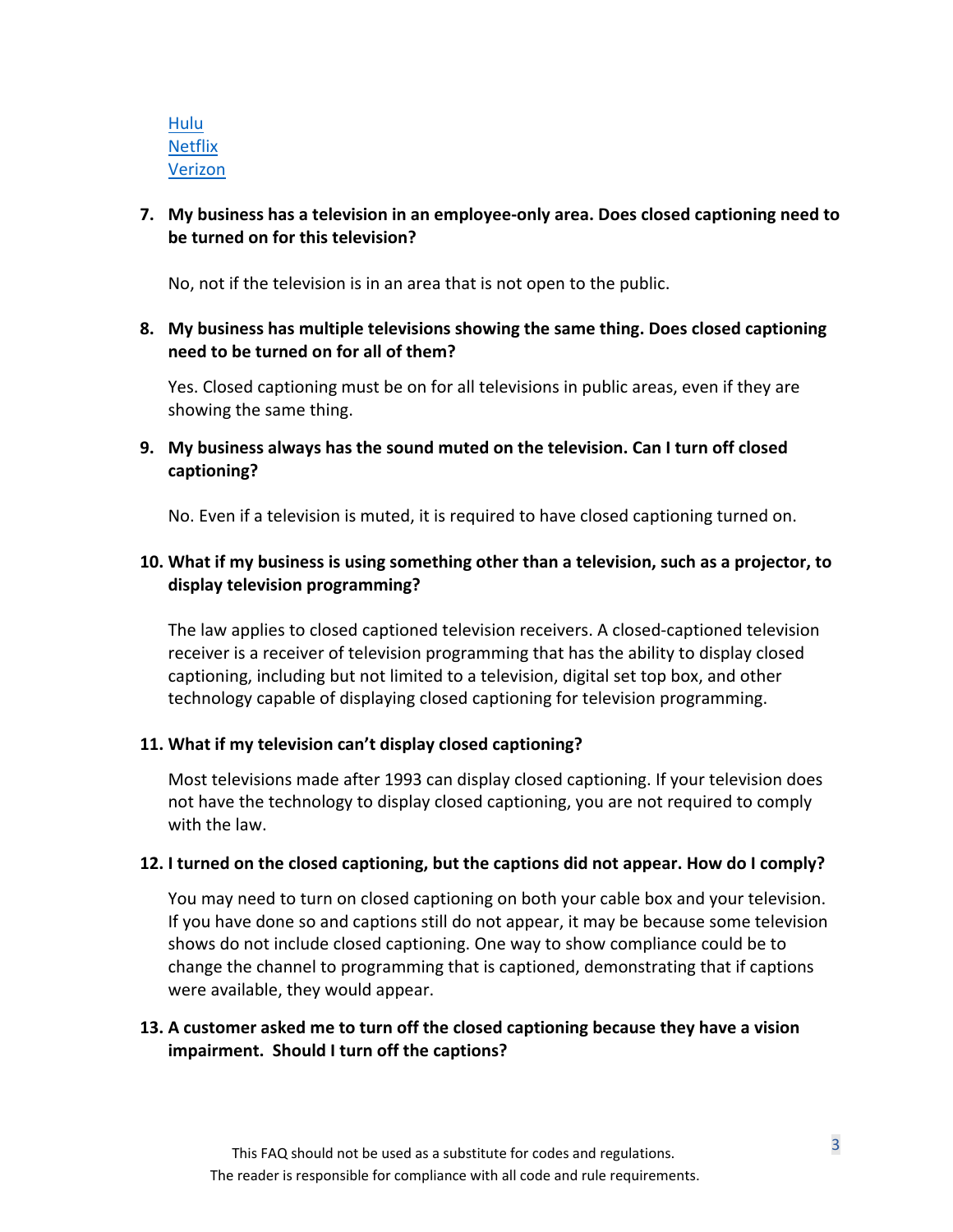[Hulu](#)
[Netflix](#)
[Verizon](#)

7. **My business has a television in an employee-only area. Does closed captioning need to be turned on for this television?**

   No, not if the television is in an area that is not open to the public.

8. **My business has multiple televisions showing the same thing. Does closed captioning need to be turned on for all of them?**

   Yes. Closed captioning must be on for all televisions in public areas, even if they are showing the same thing.

9. **My business always has the sound muted on the television. Can I turn off closed captioning?**

   No. Even if a television is muted, it is required to have closed captioning turned on.

10. **What if my business is using something other than a television, such as a projector, to display television programming?**

    The law applies to closed captioned television receivers. A closed-captioned television receiver is a receiver of television programming that has the ability to display closed captioning, including but not limited to a television, digital set top box, and other technology capable of displaying closed captioning for television programming.

11. **What if my television can't display closed captioning?**

    Most televisions made after 1993 can display closed captioning. If your television does not have the technology to display closed captioning, you are not required to comply with the law.

12. **I turned on the closed captioning, but the captions did not appear. How do I comply?**

    You may need to turn on closed captioning on both your cable box and your television. If you have done so and captions still do not appear, it may be because some television shows do not include closed captioning. One way to show compliance could be to change the channel to programming that is captioned, demonstrating that if captions were available, they would appear.

13. **A customer asked me to turn off the closed captioning because they have a vision impairment. Should I turn off the captions?**

This FAQ should not be used as a substitute for codes and regulations.
The reader is responsible for compliance with all code and rule requirements.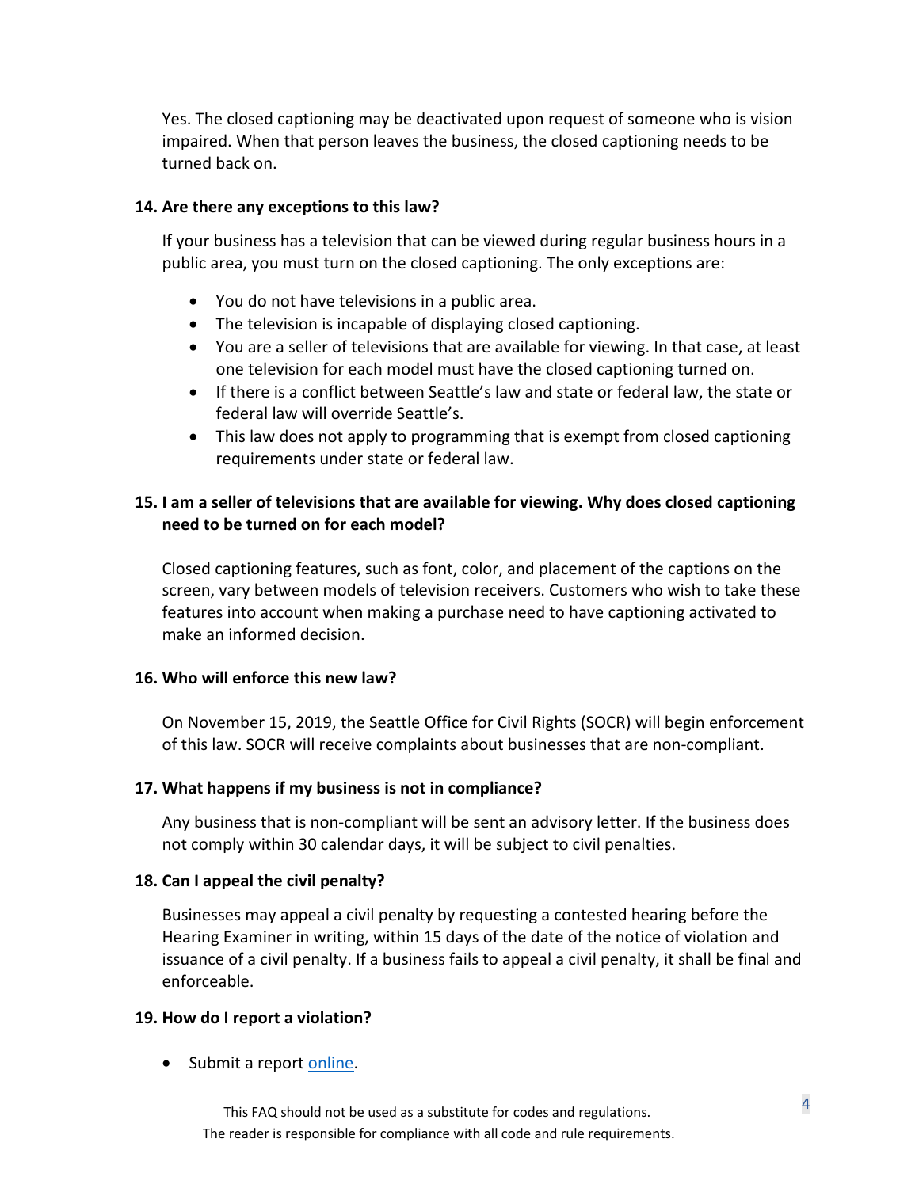Yes. The closed captioning may be deactivated upon request of someone who is vision impaired. When that person leaves the business, the closed captioning needs to be turned back on.

**14. Are there any exceptions to this law?**

If your business has a television that can be viewed during regular business hours in a public area, you must turn on the closed captioning. The only exceptions are:

- You do not have televisions in a public area.
- The television is incapable of displaying closed captioning.
- You are a seller of televisions that are available for viewing. In that case, at least one television for each model must have the closed captioning turned on.
- If there is a conflict between Seattle's law and state or federal law, the state or federal law will override Seattle's.
- This law does not apply to programming that is exempt from closed captioning requirements under state or federal law.

**15. I am a seller of televisions that are available for viewing. Why does closed captioning need to be turned on for each model?**

Closed captioning features, such as font, color, and placement of the captions on the screen, vary between models of television receivers. Customers who wish to take these features into account when making a purchase need to have captioning activated to make an informed decision.

**16. Who will enforce this new law?**

On November 15, 2019, the Seattle Office for Civil Rights (SOCR) will begin enforcement of this law. SOCR will receive complaints about businesses that are non-compliant.

**17. What happens if my business is not in compliance?**

Any business that is non-compliant will be sent an advisory letter. If the business does not comply within 30 calendar days, it will be subject to civil penalties.

**18. Can I appeal the civil penalty?**

Businesses may appeal a civil penalty by requesting a contested hearing before the Hearing Examiner in writing, within 15 days of the date of the notice of violation and issuance of a civil penalty. If a business fails to appeal a civil penalty, it shall be final and enforceable.

**19. How do I report a violation?**

- Submit a report online.

This FAQ should not be used as a substitute for codes and regulations.
The reader is responsible for compliance with all code and rule requirements.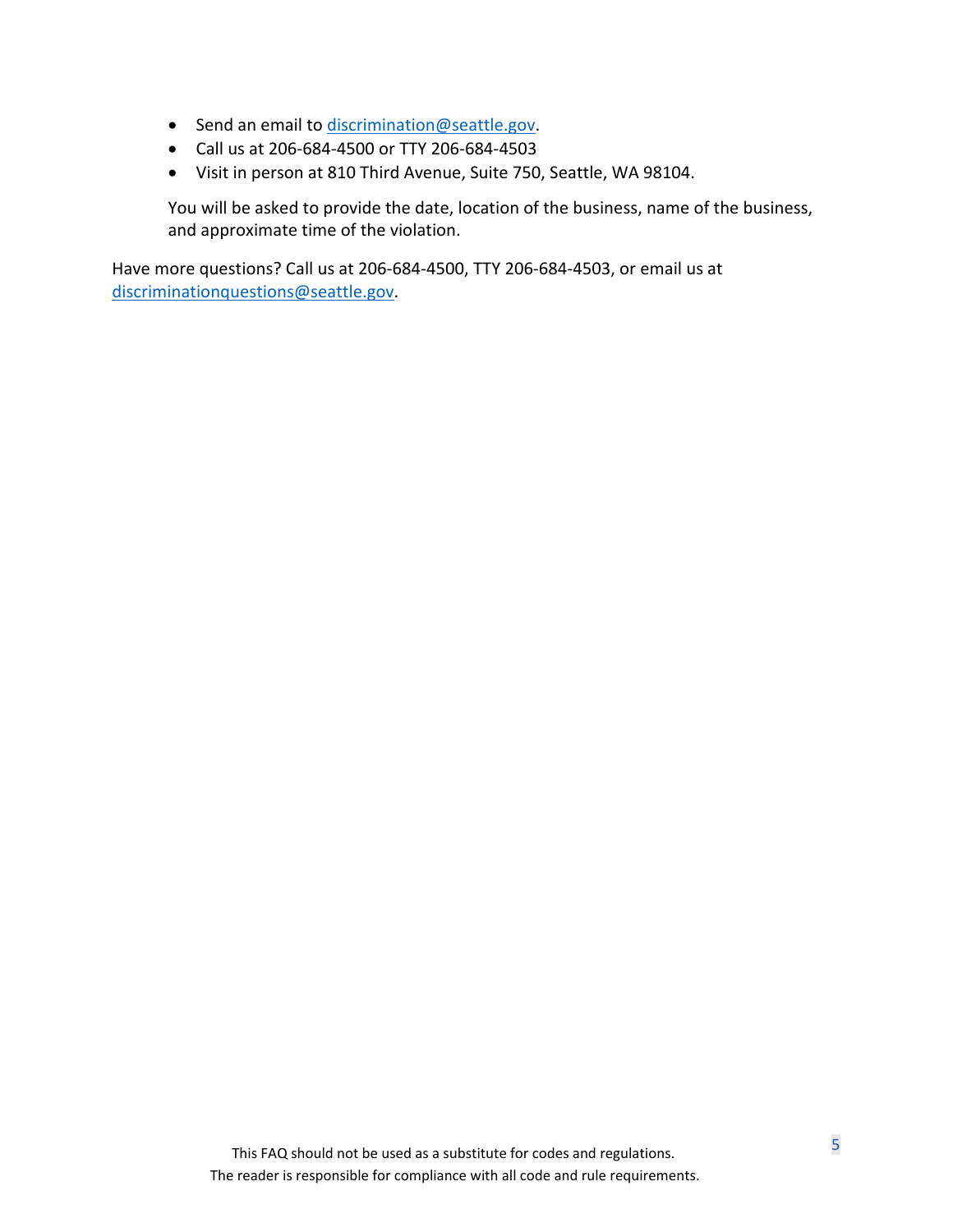- Send an email to discrimination@seattle.gov.
- Call us at 206-684-4500 or TTY 206-684-4503
- Visit in person at 810 Third Avenue, Suite 750, Seattle, WA 98104.

  You will be asked to provide the date, location of the business, name of the business, and approximate time of the violation.

Have more questions? Call us at 206-684-4500, TTY 206-684-4503, or email us at discriminationquestions@seattle.gov.